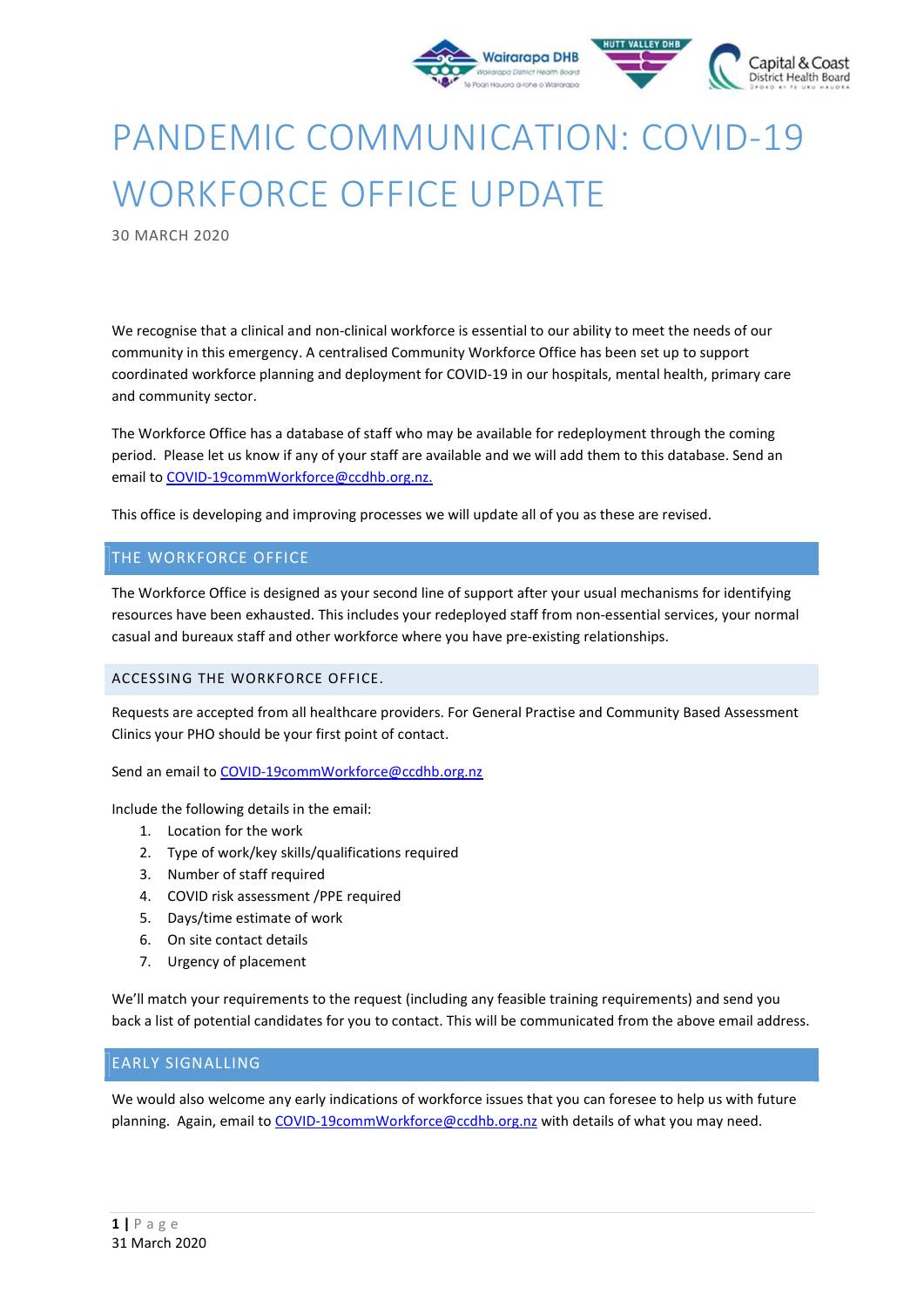# PANDEMIC COMMUNICATION: COVID-19 WORKFORCE OFFICE UPDATE

30 MARCH 2020

We recognise that a clinical and non-clinical workforce is essential to our ability to meet the needs of our community in this emergency. A centralised Community Workforce Office has been set up to support coordinated workforce planning and deployment for COVID-19 in our hospitals, mental health, primary care and community sector.

The Workforce Office has a database of staff who may be available for redeployment through the coming period. Please let us know if any of your staff are available and we will add them to this database. Send an email to COVID-19commWorkforce@ccdhb.org.nz.

This office is developing and improving processes we will update all of you as these are revised.

## THE WORKFORCE OFFICE

The Workforce Office is designed as your second line of support after your usual mechanisms for identifying resources have been exhausted. This includes your redeployed staff from non-essential services, your normal casual and bureaux staff and other workforce where you have pre-existing relationships.

### ACCESSING THE WORKFORCE OFFICE.

Requests are accepted from all healthcare providers. For General Practise and Community Based Assessment Clinics your PHO should be your first point of contact.

Send an email to COVID-19commWorkforce@ccdhb.org.nz

Include the following details in the email:

1. Location for the work
2. Type of work/key skills/qualifications required
3. Number of staff required
4. COVID risk assessment /PPE required
5. Days/time estimate of work
6. On site contact details
7. Urgency of placement

We'll match your requirements to the request (including any feasible training requirements) and send you back a list of potential candidates for you to contact. This will be communicated from the above email address.

## EARLY SIGNALLING

We would also welcome any early indications of workforce issues that you can foresee to help us with future planning. Again, email to COVID-19commWorkforce@ccdhb.org.nz with details of what you may need.

31 March 2020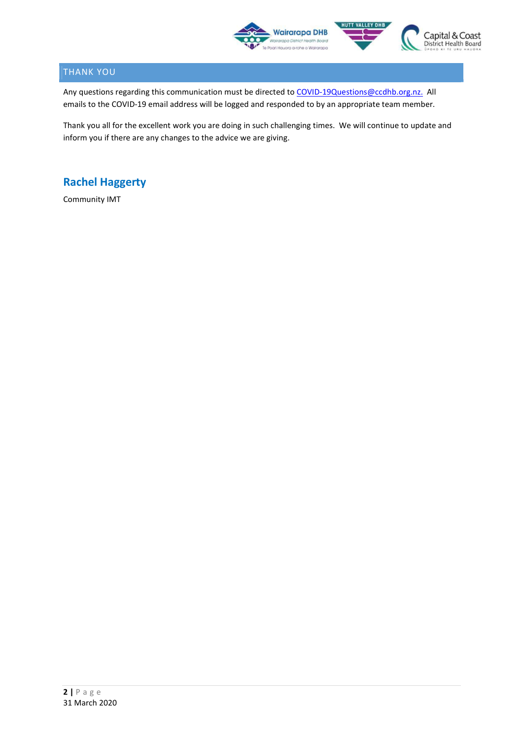## THANK YOU

Any questions regarding this communication must be directed to COVID-19Questions@ccdhb.org.nz. All emails to the COVID-19 email address will be logged and responded to by an appropriate team member.

Thank you all for the excellent work you are doing in such challenging times. We will continue to update and inform you if there are any changes to the advice we are giving.

**Rachel Haggerty**

Community IMT